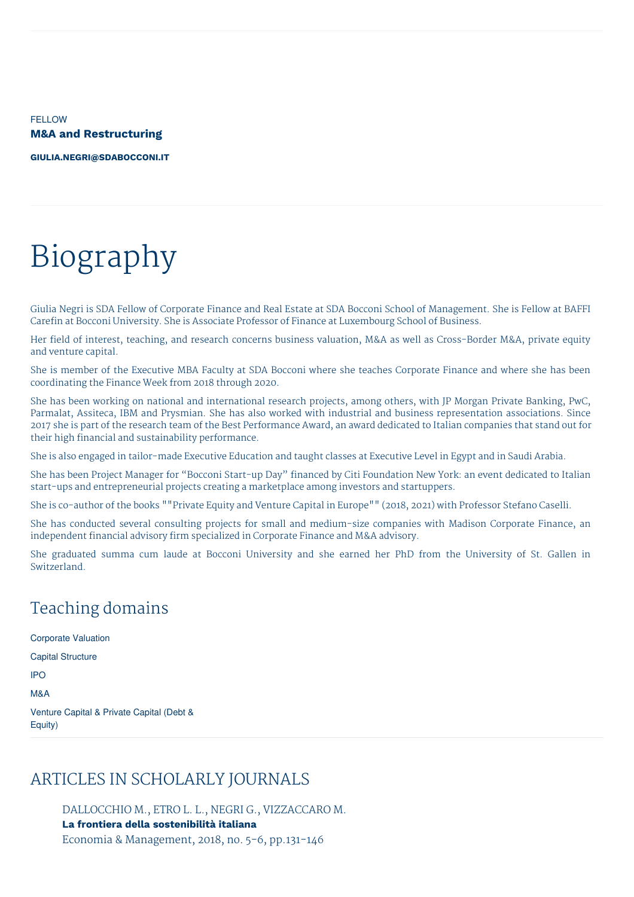FELLOW

**M&A and Restructuring**

**GIULIA.NEGRI@SDABOCCONI.IT**

# Biography

Giulia Negri is SDA Fellow of Corporate Finance and Real Estate at SDA Bocconi School of Management. She is Fellow at BAFFI Carefin at Bocconi University. She is Associate Professor of Finance at Luxembourg School of Business.

Her field of interest, teaching, and research concerns business valuation, M&A as well as Cross-Border M&A, private equity and venture capital.

She is member of the Executive MBA Faculty at SDA Bocconi where she teaches Corporate Finance and where she has been coordinating the Finance Week from 2018 through 2020.

She has been working on national and international research projects, among others, with JP Morgan Private Banking, PwC, Parmalat, Assiteca, IBM and Prysmian. She has also worked with industrial and business representation associations. Since 2017 she is part of the research team of the Best Performance Award, an award dedicated to Italian companies that stand out for their high financial and sustainability performance.

She is also engaged in tailor-made Executive Education and taught classes at Executive Level in Egypt and in Saudi Arabia.

She has been Project Manager for "Bocconi Start-up Day" financed by Citi Foundation New York: an event dedicated to Italian start-ups and entrepreneurial projects creating a marketplace among investors and startuppers.

She is co-author of the books ""Private Equity and Venture Capital in Europe"" (2018, 2021) with Professor Stefano Caselli.

She has conducted several consulting projects for small and medium-size companies with Madison Corporate Finance, an independent financial advisory firm specialized in Corporate Finance and M&A advisory.

She graduated summa cum laude at Bocconi University and she earned her PhD from the University of St. Gallen in Switzerland.

## Teaching domains

Corporate Valuation

Capital Structure

IPO

M&A

Venture Capital & Private Capital (Debt & Equity)

## ARTICLES IN SCHOLARLY JOURNALS

DALLOCCHIO M., ETRO L. L., NEGRI G., VIZZACCARO M.
**La frontiera della sostenibilità italiana**
Economia & Management, 2018, no. 5-6, pp.131-146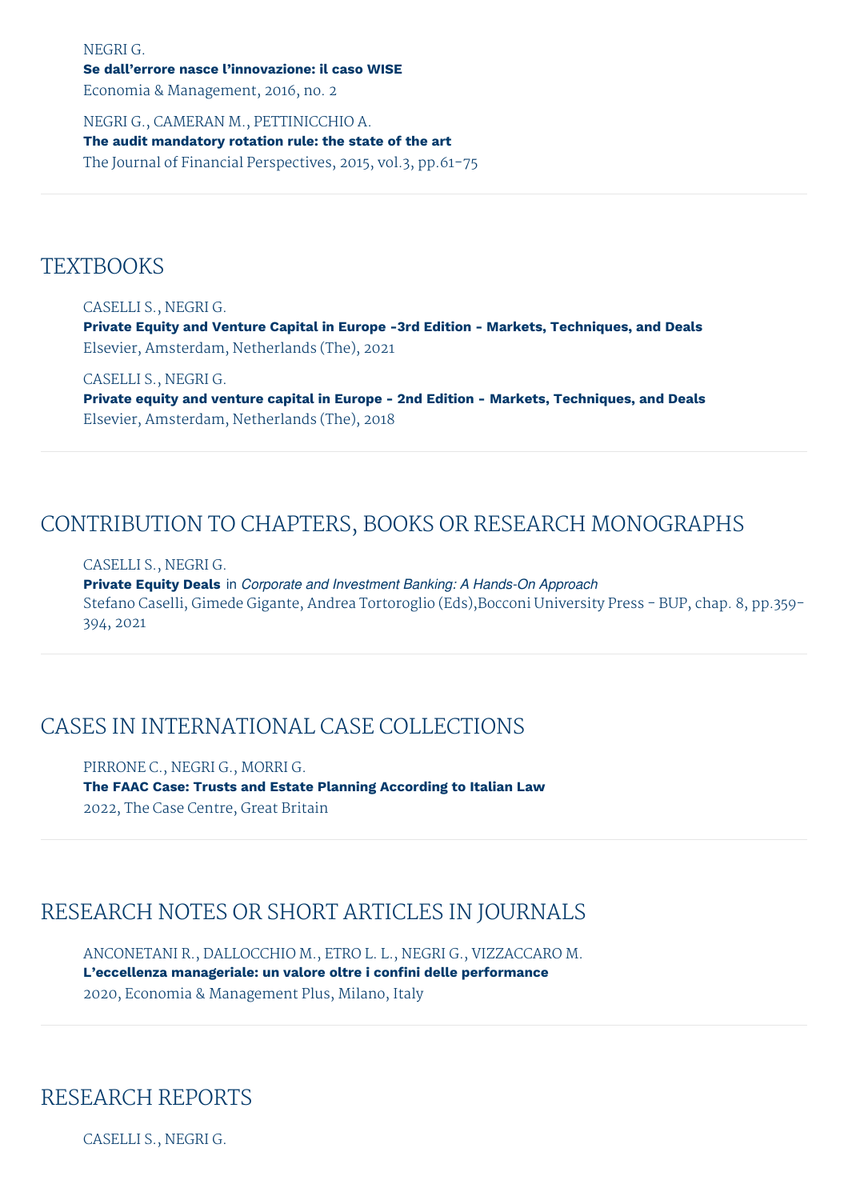NEGRI G.
**Se dall'errore nasce l'innovazione: il caso WISE**
Economia & Management, 2016, no. 2

NEGRI G., CAMERAN M., PETTINICCHIO A.
**The audit mandatory rotation rule: the state of the art**
The Journal of Financial Perspectives, 2015, vol.3, pp.61-75

## TEXTBOOKS

CASELLI S., NEGRI G.
**Private Equity and Venture Capital in Europe -3rd Edition - Markets, Techniques, and Deals**
Elsevier, Amsterdam, Netherlands (The), 2021

CASELLI S., NEGRI G.
**Private equity and venture capital in Europe - 2nd Edition - Markets, Techniques, and Deals**
Elsevier, Amsterdam, Netherlands (The), 2018

## CONTRIBUTION TO CHAPTERS, BOOKS OR RESEARCH MONOGRAPHS

CASELLI S., NEGRI G.
**Private Equity Deals** in *Corporate and Investment Banking: A Hands-On Approach*
Stefano Caselli, Gimede Gigante, Andrea Tortoroglio (Eds),Bocconi University Press - BUP, chap. 8, pp.359-394, 2021

## CASES IN INTERNATIONAL CASE COLLECTIONS

PIRRONE C., NEGRI G., MORRI G.
**The FAAC Case: Trusts and Estate Planning According to Italian Law**
2022, The Case Centre, Great Britain

## RESEARCH NOTES OR SHORT ARTICLES IN JOURNALS

ANCONETANI R., DALLOCCHIO M., ETRO L. L., NEGRI G., VIZZACCARO M.
**L'eccellenza manageriale: un valore oltre i confini delle performance**
2020, Economia & Management Plus, Milano, Italy

## RESEARCH REPORTS

CASELLI S., NEGRI G.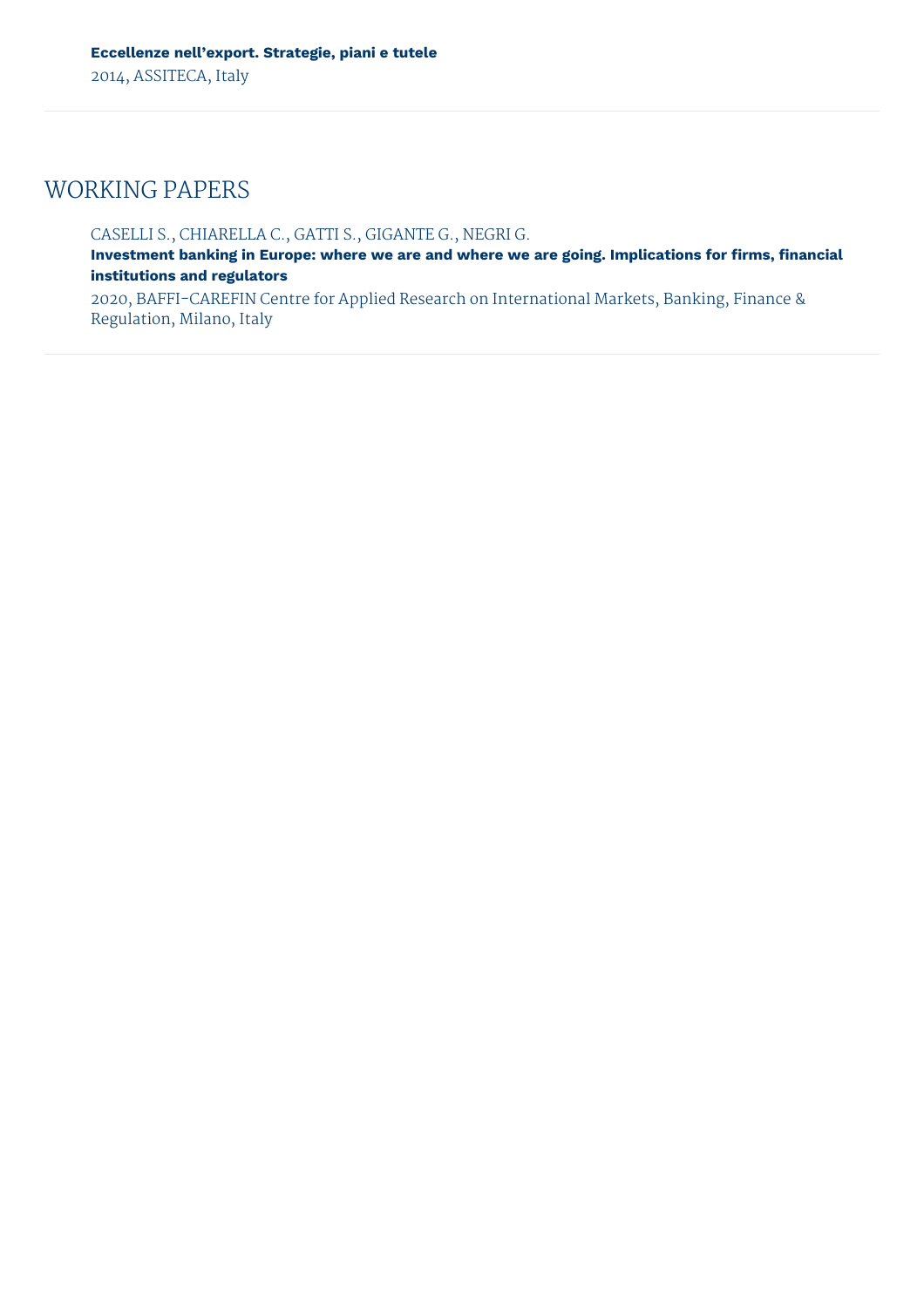**Eccellenze nell’export. Strategie, piani e tutele**

2014, ASSITECA, Italy

---

## WORKING PAPERS

CASELLI S., CHIARELLA C., GATTI S., GIGANTE G., NEGRI G.

**Investment banking in Europe: where we are and where we are going. Implications for firms, financial institutions and regulators**

2020, BAFFI-CAREFIN Centre for Applied Research on International Markets, Banking, Finance & Regulation, Milano, Italy

---